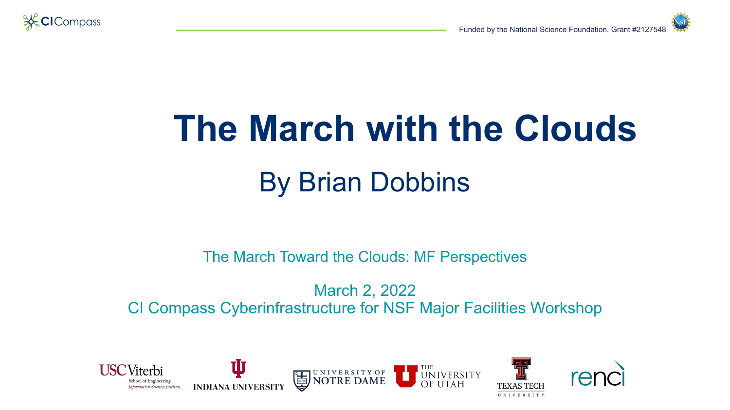CI Compass

Funded by the National Science Foundation, Grant #2127548

# The March with the Clouds

## By Brian Dobbins

The March Toward the Clouds: MF Perspectives

March 2, 2022
CI Compass Cyberinfrastructure for NSF Major Facilities Workshop

USC Viterbi School of Engineering Information Sciences Institute · Indiana University · University of Notre Dame · The University of Utah · Texas Tech University · renci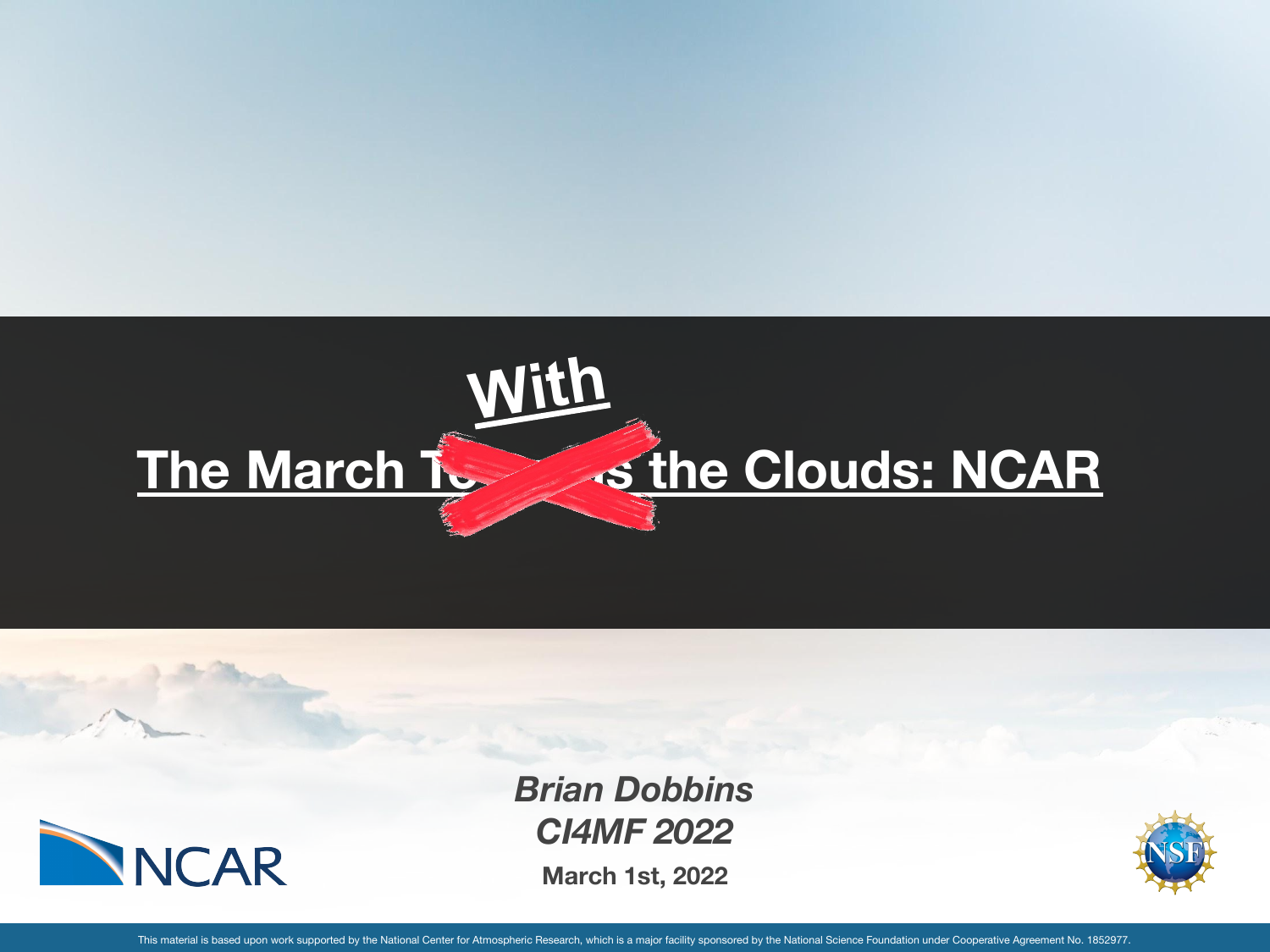# The March ~~Towards~~ With the Clouds: NCAR

***Brian Dobbins***
***CI4MF 2022***

**March 1st, 2022**

NCAR

This material is based upon work supported by the National Center for Atmospheric Research, which is a major facility sponsored by the National Science Foundation under Cooperative Agreement No. 1852977.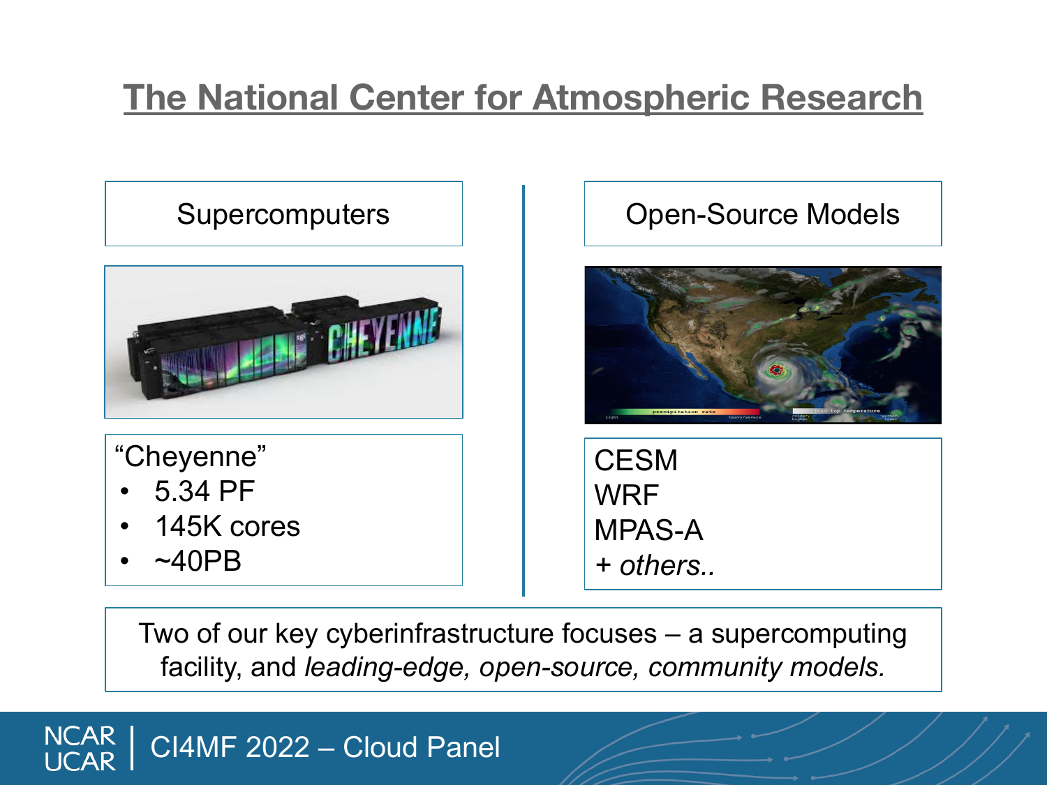# The National Center for Atmospheric Research

## Supercomputers

"Cheyenne"

- 5.34 PF
- 145K cores
- ~40PB

## Open-Source Models

CESM
WRF
MPAS-A
+ *others..*

Two of our key cyberinfrastructure focuses – a supercomputing facility, and *leading-edge, open-source, community models.*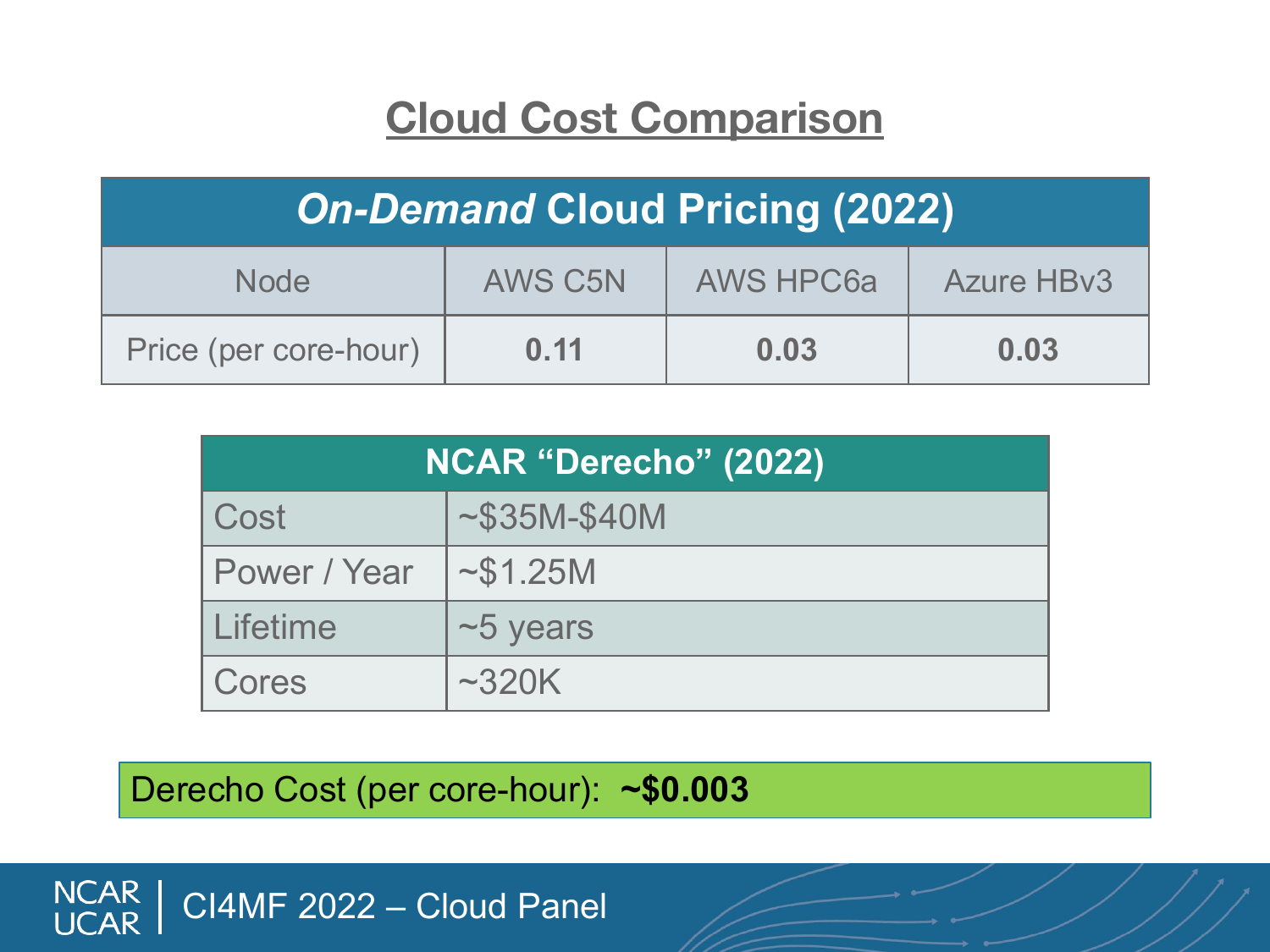# Cloud Cost Comparison

| *On-Demand* Cloud Pricing (2022) | | | |
|---|---|---|---|
| Node | AWS C5N | AWS HPC6a | Azure HBv3 |
| Price (per core-hour) | **0.11** | **0.03** | **0.03** |

| NCAR "Derecho" (2022) | |
|---|---|
| Cost | ~$35M-$40M |
| Power / Year | ~$1.25M |
| Lifetime | ~5 years |
| Cores | ~320K |

Derecho Cost (per core-hour): **~$0.003**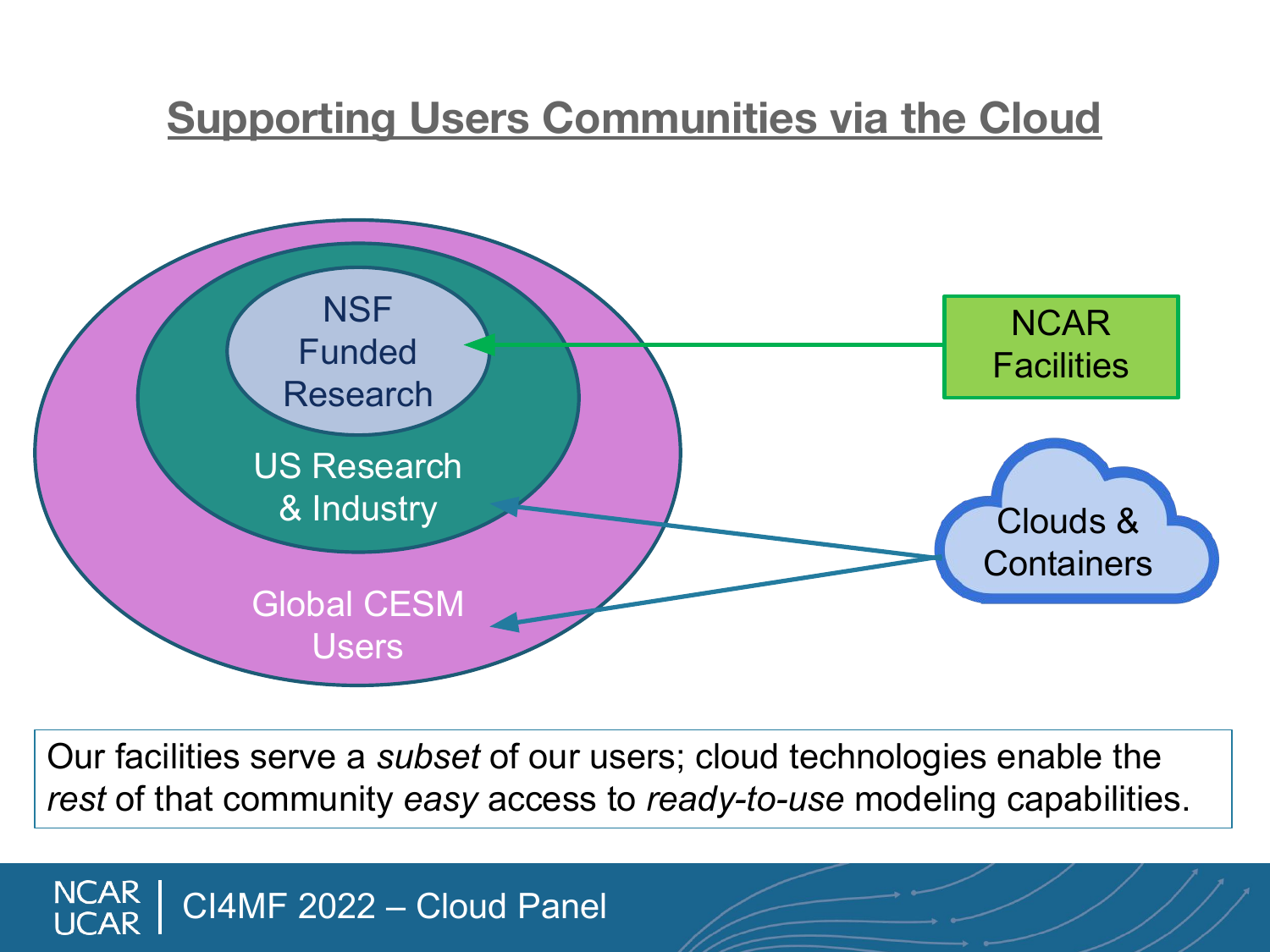## Supporting Users Communities via the Cloud

NSF Funded Research

US Research & Industry

Global CESM Users

NCAR Facilities

Clouds & Containers

Our facilities serve a *subset* of our users; cloud technologies enable the *rest* of that community *easy* access to *ready-to-use* modeling capabilities.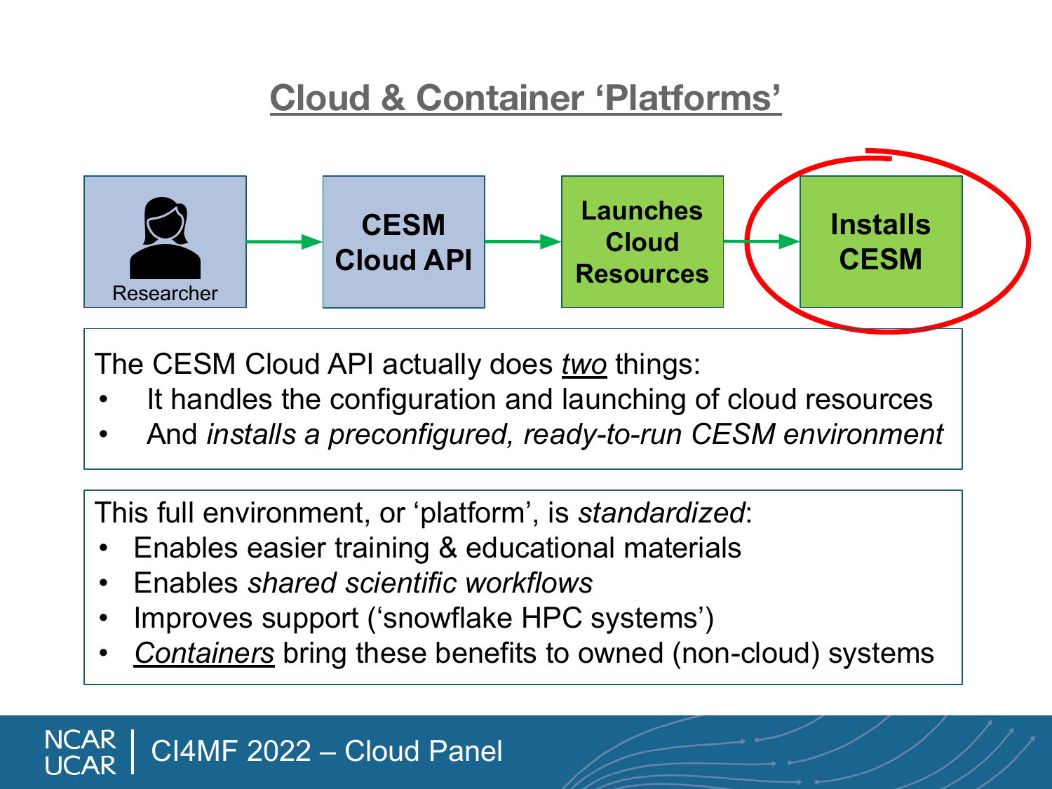# Cloud & Container 'Platforms'

Researcher → **CESM Cloud API** → **Launches Cloud Resources** → **Installs CESM**

The CESM Cloud API actually does *two* things:

- It handles the configuration and launching of cloud resources
- And *installs a preconfigured, ready-to-run CESM environment*

This full environment, or 'platform', is *standardized*:

- Enables easier training & educational materials
- Enables *shared scientific workflows*
- Improves support ('snowflake HPC systems')
- *Containers* bring these benefits to owned (non-cloud) systems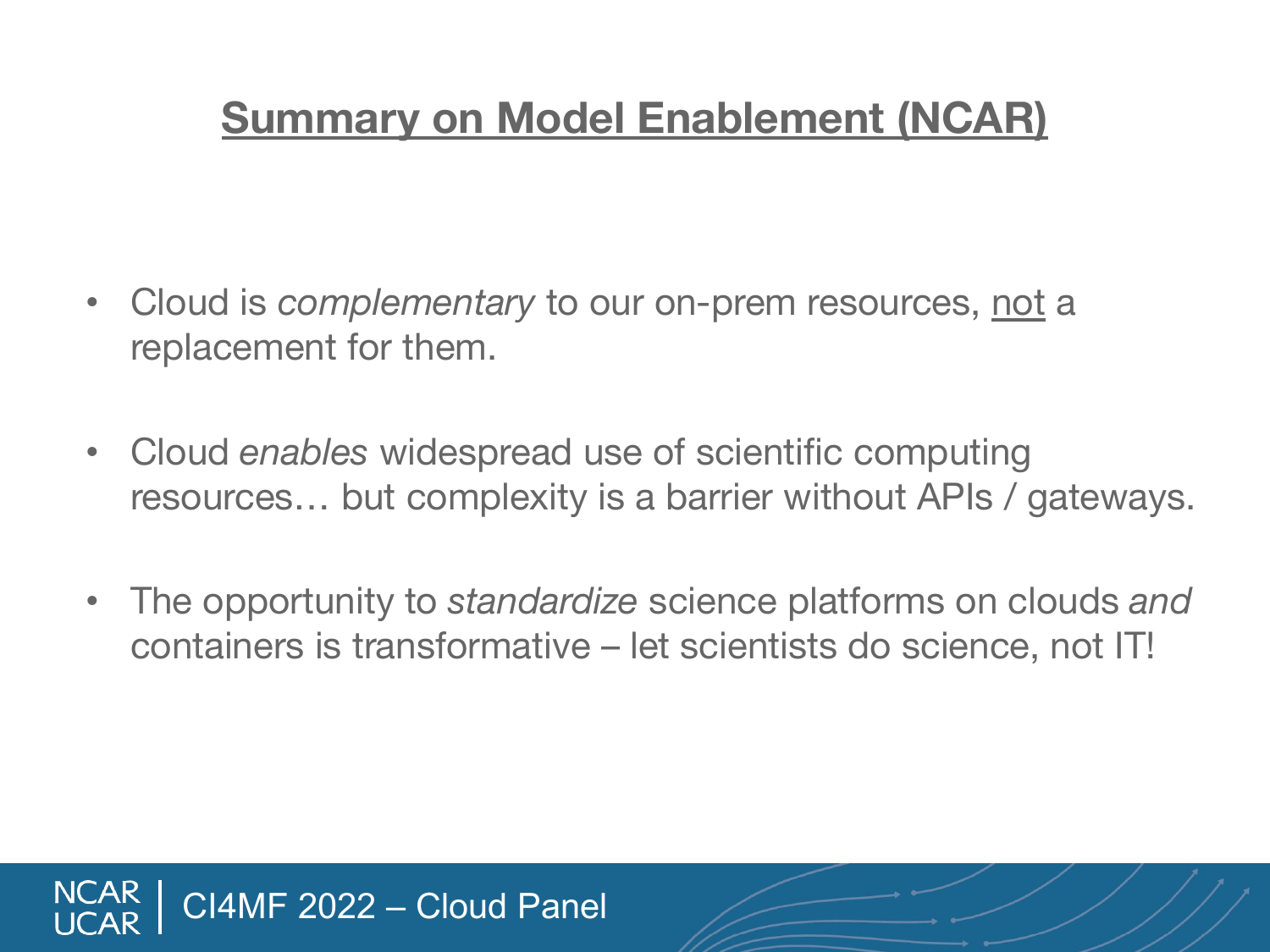# Summary on Model Enablement (NCAR)

- Cloud is *complementary* to our on-prem resources, <u>not</u> a replacement for them.
- Cloud *enables* widespread use of scientific computing resources… but complexity is a barrier without APIs / gateways.
- The opportunity to *standardize* science platforms on clouds *and* containers is transformative – let scientists do science, not IT!